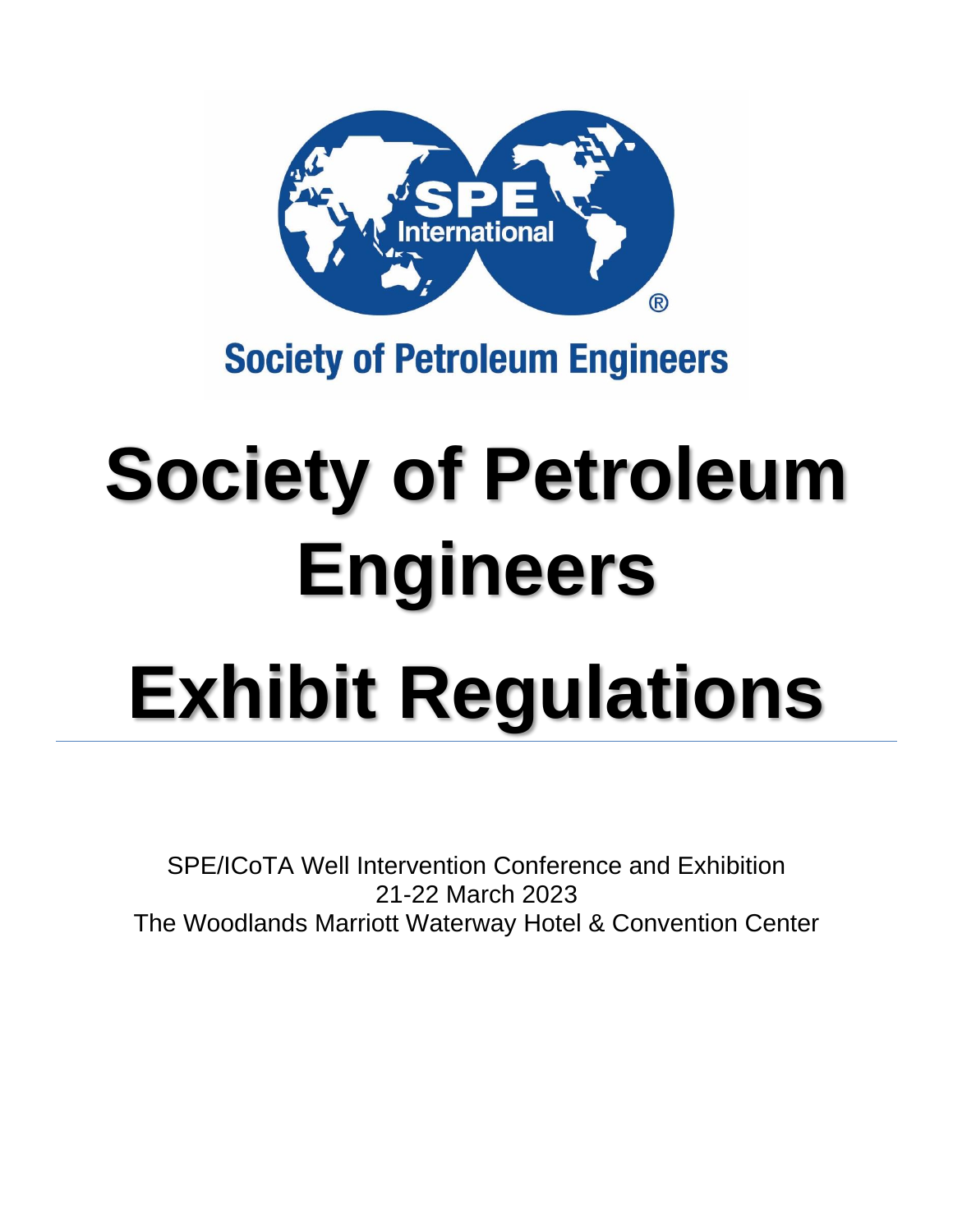Society of Petroleum Engineers

# Society of Petroleum Engineers

# Exhibit Regulations

SPE/ICoTA Well Intervention Conference and Exhibition
21-22 March 2023
The Woodlands Marriott Waterway Hotel & Convention Center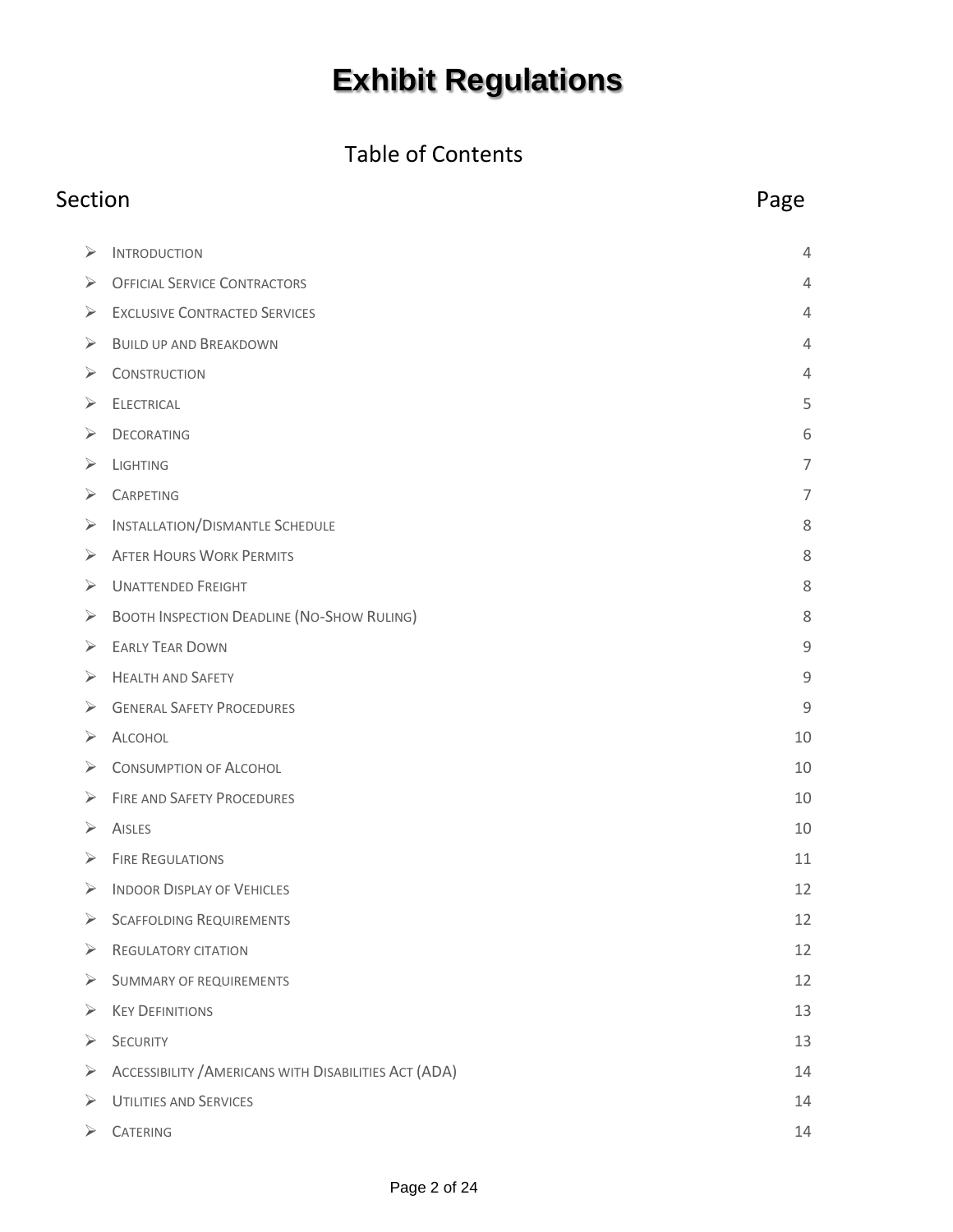# Exhibit Regulations

## Table of Contents

| Section | Page |
| --- | --- |
| Introduction | 4 |
| Official Service Contractors | 4 |
| Exclusive Contracted Services | 4 |
| Build up and Breakdown | 4 |
| Construction | 4 |
| Electrical | 5 |
| Decorating | 6 |
| Lighting | 7 |
| Carpeting | 7 |
| Installation/Dismantle Schedule | 8 |
| After Hours Work Permits | 8 |
| Unattended Freight | 8 |
| Booth Inspection Deadline (No-Show Ruling) | 8 |
| Early Tear Down | 9 |
| Health and Safety | 9 |
| General Safety Procedures | 9 |
| Alcohol | 10 |
| Consumption of Alcohol | 10 |
| Fire and Safety Procedures | 10 |
| Aisles | 10 |
| Fire Regulations | 11 |
| Indoor Display of Vehicles | 12 |
| Scaffolding Requirements | 12 |
| Regulatory citation | 12 |
| Summary of requirements | 12 |
| Key Definitions | 13 |
| Security | 13 |
| Accessibility /Americans with Disabilities Act (ADA) | 14 |
| Utilities and Services | 14 |
| Catering | 14 |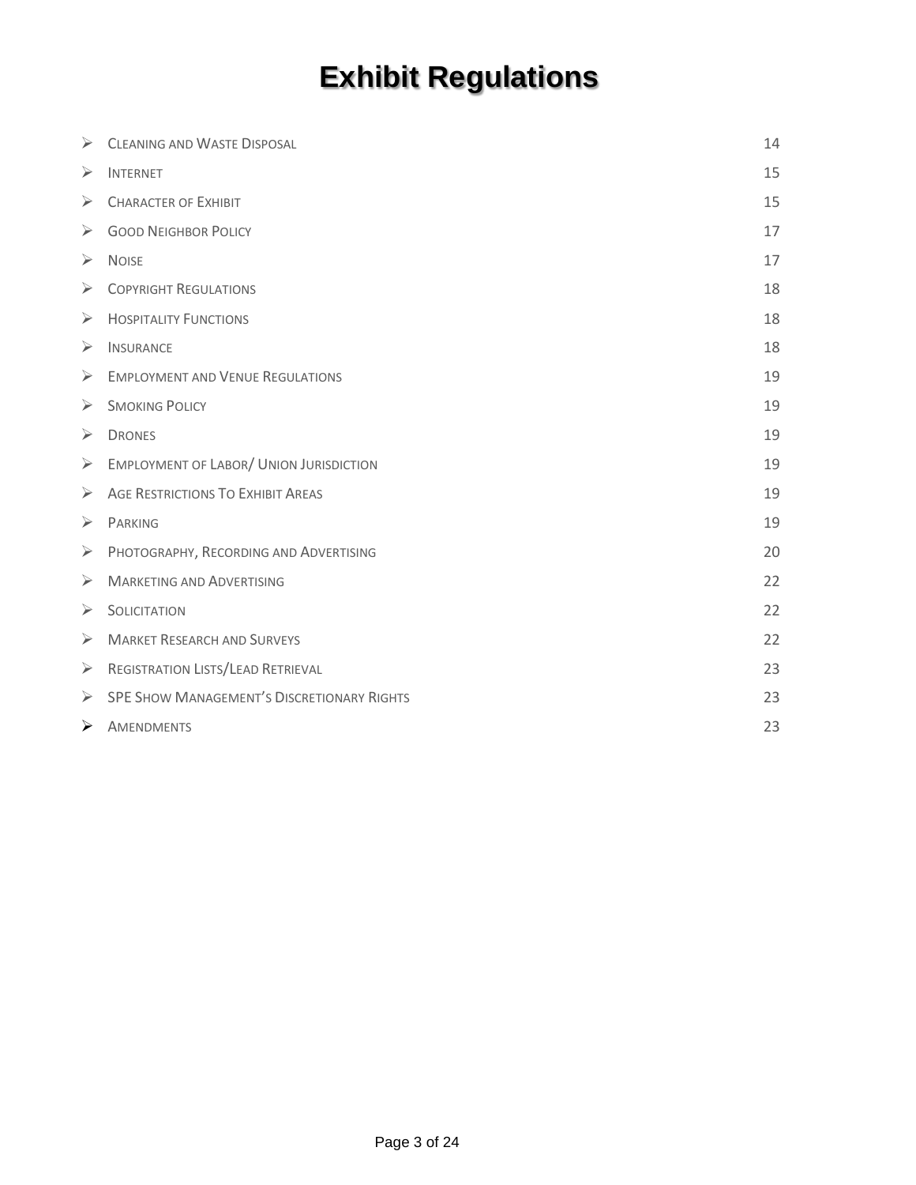# Exhibit Regulations

| | |
|---|---|
| ➢ Cleaning and Waste Disposal | 14 |
| ➢ Internet | 15 |
| ➢ Character of Exhibit | 15 |
| ➢ Good Neighbor Policy | 17 |
| ➢ Noise | 17 |
| ➢ Copyright Regulations | 18 |
| ➢ Hospitality Functions | 18 |
| ➢ Insurance | 18 |
| ➢ Employment and Venue Regulations | 19 |
| ➢ Smoking Policy | 19 |
| ➢ Drones | 19 |
| ➢ Employment of Labor/ Union Jurisdiction | 19 |
| ➢ Age Restrictions To Exhibit Areas | 19 |
| ➢ Parking | 19 |
| ➢ Photography, Recording and Advertising | 20 |
| ➢ Marketing and Advertising | 22 |
| ➢ Solicitation | 22 |
| ➢ Market Research and Surveys | 22 |
| ➢ Registration Lists/Lead Retrieval | 23 |
| ➢ SPE Show Management's Discretionary Rights | 23 |
| ➢ Amendments | 23 |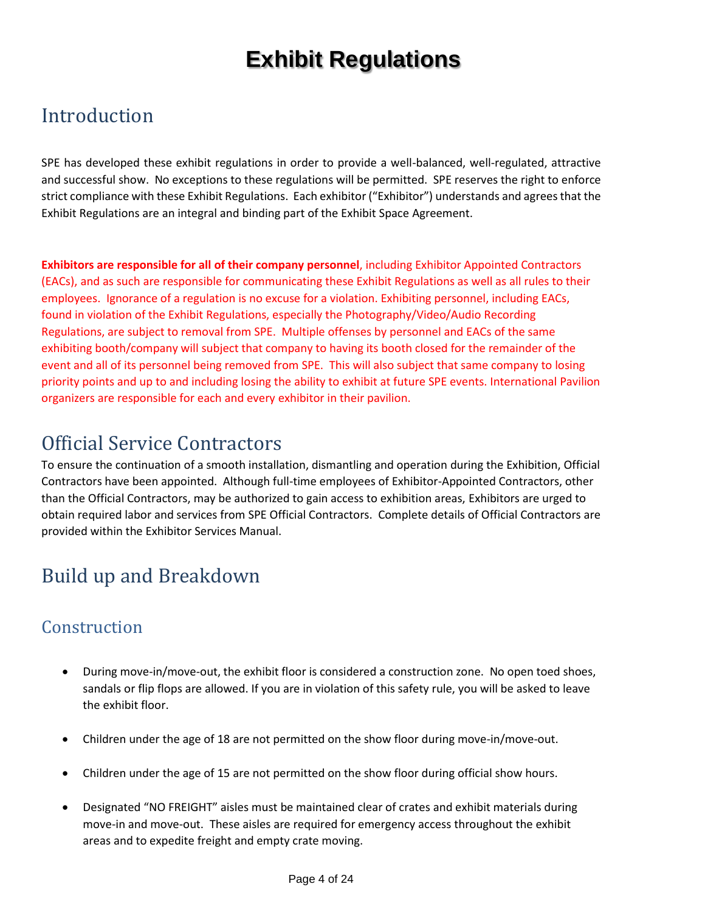# Exhibit Regulations

## Introduction

SPE has developed these exhibit regulations in order to provide a well-balanced, well-regulated, attractive and successful show. No exceptions to these regulations will be permitted. SPE reserves the right to enforce strict compliance with these Exhibit Regulations. Each exhibitor ("Exhibitor") understands and agrees that the Exhibit Regulations are an integral and binding part of the Exhibit Space Agreement.

**Exhibitors are responsible for all of their company personnel**, including Exhibitor Appointed Contractors (EACs), and as such are responsible for communicating these Exhibit Regulations as well as all rules to their employees. Ignorance of a regulation is no excuse for a violation. Exhibiting personnel, including EACs, found in violation of the Exhibit Regulations, especially the Photography/Video/Audio Recording Regulations, are subject to removal from SPE. Multiple offenses by personnel and EACs of the same exhibiting booth/company will subject that company to having its booth closed for the remainder of the event and all of its personnel being removed from SPE. This will also subject that same company to losing priority points and up to and including losing the ability to exhibit at future SPE events. International Pavilion organizers are responsible for each and every exhibitor in their pavilion.

## Official Service Contractors

To ensure the continuation of a smooth installation, dismantling and operation during the Exhibition, Official Contractors have been appointed. Although full-time employees of Exhibitor-Appointed Contractors, other than the Official Contractors, may be authorized to gain access to exhibition areas, Exhibitors are urged to obtain required labor and services from SPE Official Contractors. Complete details of Official Contractors are provided within the Exhibitor Services Manual.

## Build up and Breakdown

### Construction

- During move-in/move-out, the exhibit floor is considered a construction zone. No open toed shoes, sandals or flip flops are allowed. If you are in violation of this safety rule, you will be asked to leave the exhibit floor.

- Children under the age of 18 are not permitted on the show floor during move-in/move-out.

- Children under the age of 15 are not permitted on the show floor during official show hours.

- Designated "NO FREIGHT" aisles must be maintained clear of crates and exhibit materials during move-in and move-out. These aisles are required for emergency access throughout the exhibit areas and to expedite freight and empty crate moving.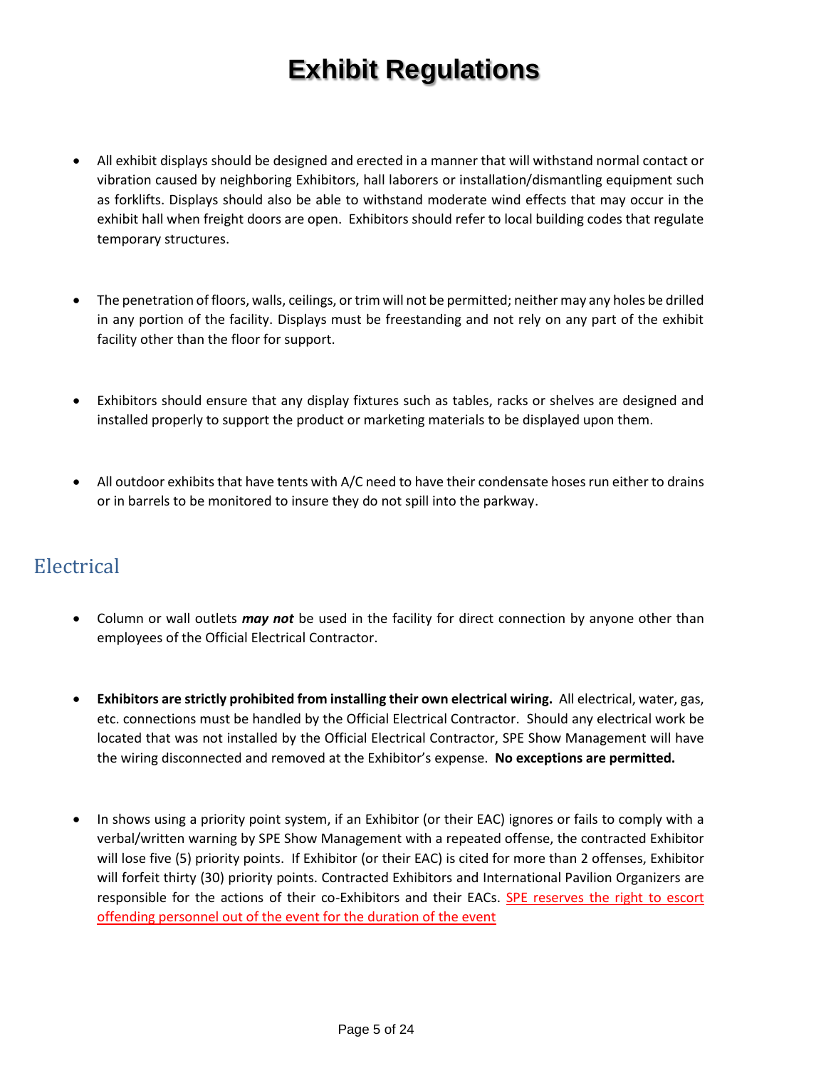# Exhibit Regulations

- All exhibit displays should be designed and erected in a manner that will withstand normal contact or vibration caused by neighboring Exhibitors, hall laborers or installation/dismantling equipment such as forklifts. Displays should also be able to withstand moderate wind effects that may occur in the exhibit hall when freight doors are open. Exhibitors should refer to local building codes that regulate temporary structures.

- The penetration of floors, walls, ceilings, or trim will not be permitted; neither may any holes be drilled in any portion of the facility. Displays must be freestanding and not rely on any part of the exhibit facility other than the floor for support.

- Exhibitors should ensure that any display fixtures such as tables, racks or shelves are designed and installed properly to support the product or marketing materials to be displayed upon them.

- All outdoor exhibits that have tents with A/C need to have their condensate hoses run either to drains or in barrels to be monitored to insure they do not spill into the parkway.

## Electrical

- Column or wall outlets ***may not*** be used in the facility for direct connection by anyone other than employees of the Official Electrical Contractor.

- **Exhibitors are strictly prohibited from installing their own electrical wiring.** All electrical, water, gas, etc. connections must be handled by the Official Electrical Contractor. Should any electrical work be located that was not installed by the Official Electrical Contractor, SPE Show Management will have the wiring disconnected and removed at the Exhibitor's expense. **No exceptions are permitted.**

- In shows using a priority point system, if an Exhibitor (or their EAC) ignores or fails to comply with a verbal/written warning by SPE Show Management with a repeated offense, the contracted Exhibitor will lose five (5) priority points. If Exhibitor (or their EAC) is cited for more than 2 offenses, Exhibitor will forfeit thirty (30) priority points. Contracted Exhibitors and International Pavilion Organizers are responsible for the actions of their co-Exhibitors and their EACs. SPE reserves the right to escort offending personnel out of the event for the duration of the event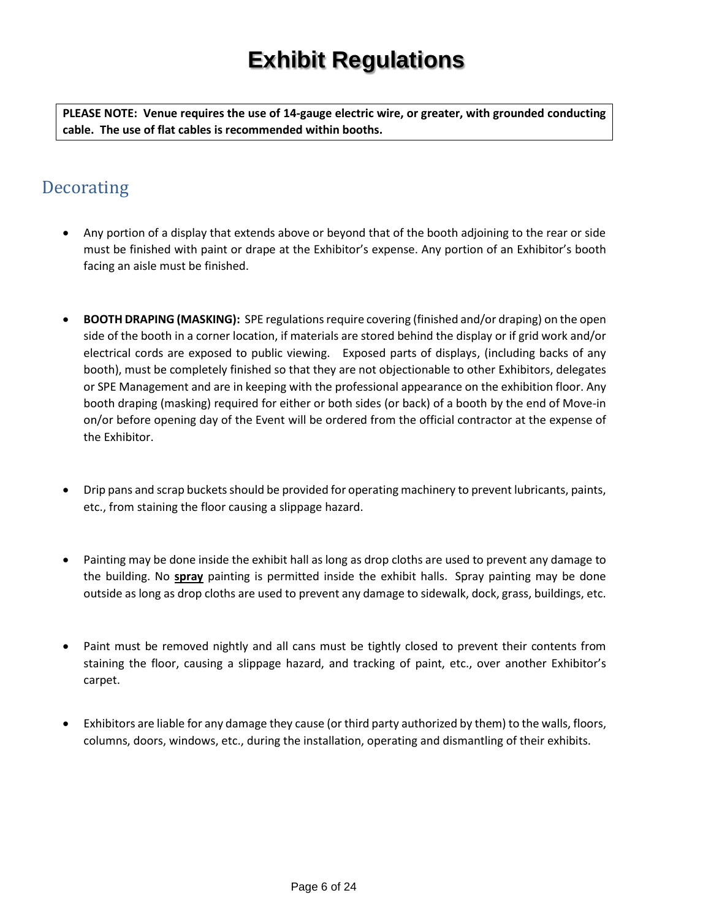# Exhibit Regulations

**PLEASE NOTE: Venue requires the use of 14-gauge electric wire, or greater, with grounded conducting cable. The use of flat cables is recommended within booths.**

## Decorating

- Any portion of a display that extends above or beyond that of the booth adjoining to the rear or side must be finished with paint or drape at the Exhibitor's expense. Any portion of an Exhibitor's booth facing an aisle must be finished.

- **BOOTH DRAPING (MASKING):** SPE regulations require covering (finished and/or draping) on the open side of the booth in a corner location, if materials are stored behind the display or if grid work and/or electrical cords are exposed to public viewing. Exposed parts of displays, (including backs of any booth), must be completely finished so that they are not objectionable to other Exhibitors, delegates or SPE Management and are in keeping with the professional appearance on the exhibition floor. Any booth draping (masking) required for either or both sides (or back) of a booth by the end of Move-in on/or before opening day of the Event will be ordered from the official contractor at the expense of the Exhibitor.

- Drip pans and scrap buckets should be provided for operating machinery to prevent lubricants, paints, etc., from staining the floor causing a slippage hazard.

- Painting may be done inside the exhibit hall as long as drop cloths are used to prevent any damage to the building. No **<u>spray</u>** painting is permitted inside the exhibit halls. Spray painting may be done outside as long as drop cloths are used to prevent any damage to sidewalk, dock, grass, buildings, etc.

- Paint must be removed nightly and all cans must be tightly closed to prevent their contents from staining the floor, causing a slippage hazard, and tracking of paint, etc., over another Exhibitor's carpet.

- Exhibitors are liable for any damage they cause (or third party authorized by them) to the walls, floors, columns, doors, windows, etc., during the installation, operating and dismantling of their exhibits.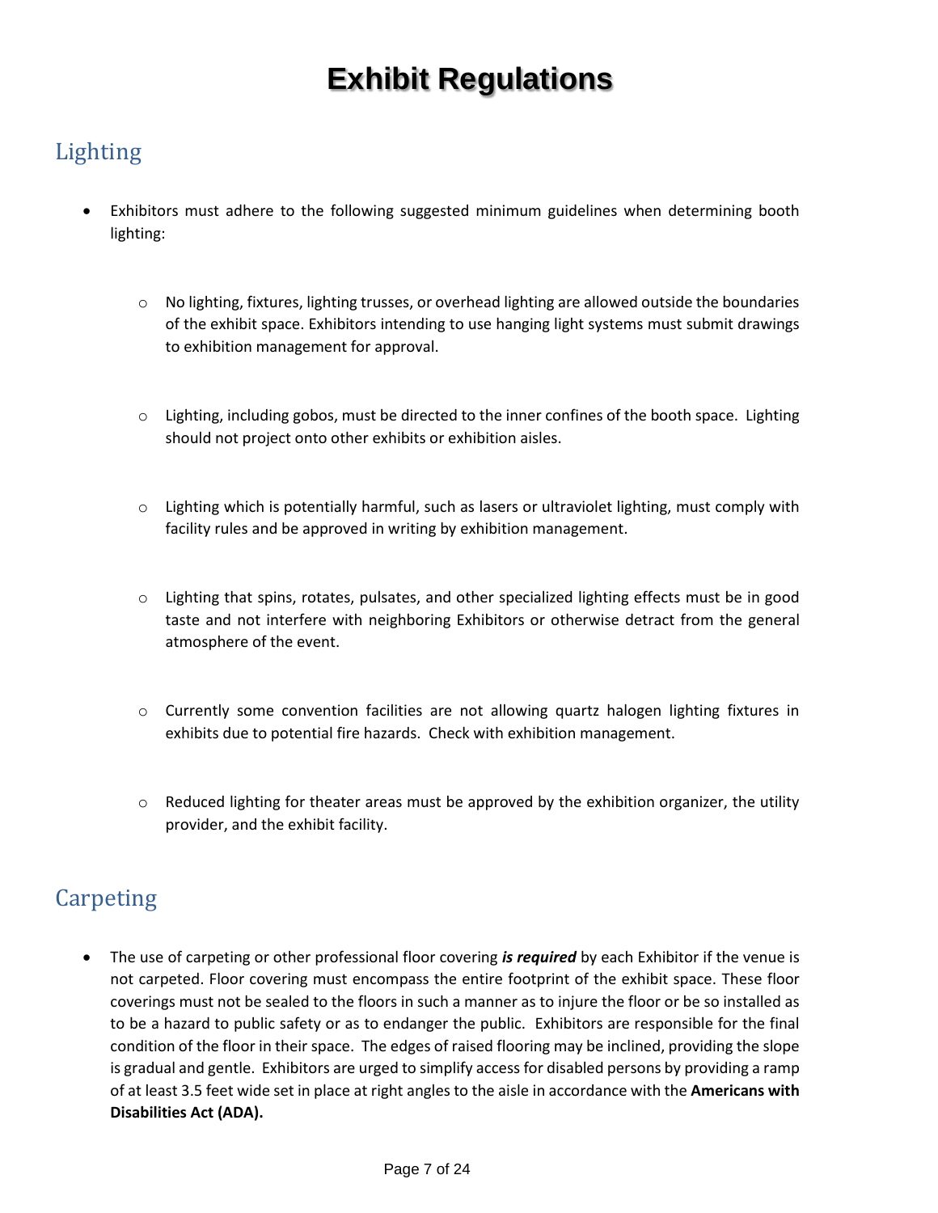# Exhibit Regulations

## Lighting

- Exhibitors must adhere to the following suggested minimum guidelines when determining booth lighting:
  - No lighting, fixtures, lighting trusses, or overhead lighting are allowed outside the boundaries of the exhibit space. Exhibitors intending to use hanging light systems must submit drawings to exhibition management for approval.
  - Lighting, including gobos, must be directed to the inner confines of the booth space. Lighting should not project onto other exhibits or exhibition aisles.
  - Lighting which is potentially harmful, such as lasers or ultraviolet lighting, must comply with facility rules and be approved in writing by exhibition management.
  - Lighting that spins, rotates, pulsates, and other specialized lighting effects must be in good taste and not interfere with neighboring Exhibitors or otherwise detract from the general atmosphere of the event.
  - Currently some convention facilities are not allowing quartz halogen lighting fixtures in exhibits due to potential fire hazards. Check with exhibition management.
  - Reduced lighting for theater areas must be approved by the exhibition organizer, the utility provider, and the exhibit facility.

## Carpeting

- The use of carpeting or other professional floor covering ***is required*** by each Exhibitor if the venue is not carpeted. Floor covering must encompass the entire footprint of the exhibit space. These floor coverings must not be sealed to the floors in such a manner as to injure the floor or be so installed as to be a hazard to public safety or as to endanger the public. Exhibitors are responsible for the final condition of the floor in their space. The edges of raised flooring may be inclined, providing the slope is gradual and gentle. Exhibitors are urged to simplify access for disabled persons by providing a ramp of at least 3.5 feet wide set in place at right angles to the aisle in accordance with the **Americans with Disabilities Act (ADA).**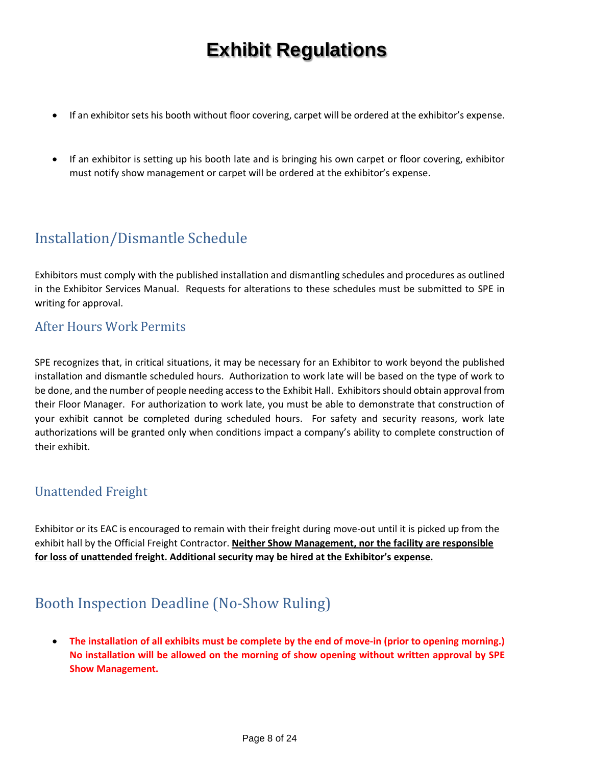# Exhibit Regulations

- If an exhibitor sets his booth without floor covering, carpet will be ordered at the exhibitor's expense.

- If an exhibitor is setting up his booth late and is bringing his own carpet or floor covering, exhibitor must notify show management or carpet will be ordered at the exhibitor's expense.

## Installation/Dismantle Schedule

Exhibitors must comply with the published installation and dismantling schedules and procedures as outlined in the Exhibitor Services Manual. Requests for alterations to these schedules must be submitted to SPE in writing for approval.

### After Hours Work Permits

SPE recognizes that, in critical situations, it may be necessary for an Exhibitor to work beyond the published installation and dismantle scheduled hours. Authorization to work late will be based on the type of work to be done, and the number of people needing access to the Exhibit Hall. Exhibitors should obtain approval from their Floor Manager. For authorization to work late, you must be able to demonstrate that construction of your exhibit cannot be completed during scheduled hours. For safety and security reasons, work late authorizations will be granted only when conditions impact a company's ability to complete construction of their exhibit.

### Unattended Freight

Exhibitor or its EAC is encouraged to remain with their freight during move-out until it is picked up from the exhibit hall by the Official Freight Contractor. **Neither Show Management, nor the facility are responsible for loss of unattended freight. Additional security may be hired at the Exhibitor's expense.**

## Booth Inspection Deadline (No-Show Ruling)

- **The installation of all exhibits must be complete by the end of move-in (prior to opening morning.) No installation will be allowed on the morning of show opening without written approval by SPE Show Management.**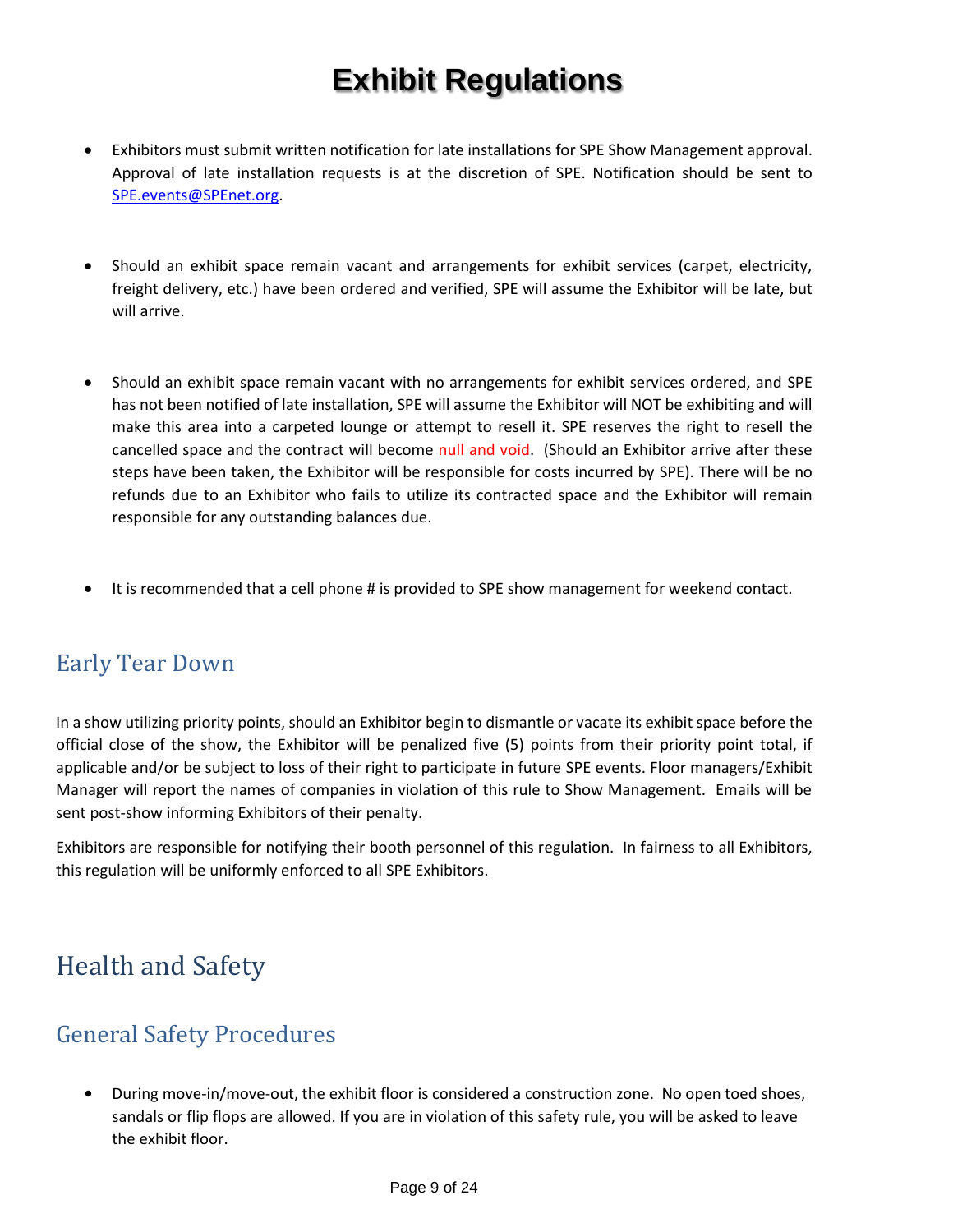# Exhibit Regulations

- Exhibitors must submit written notification for late installations for SPE Show Management approval. Approval of late installation requests is at the discretion of SPE. Notification should be sent to SPE.events@SPEnet.org.

- Should an exhibit space remain vacant and arrangements for exhibit services (carpet, electricity, freight delivery, etc.) have been ordered and verified, SPE will assume the Exhibitor will be late, but will arrive.

- Should an exhibit space remain vacant with no arrangements for exhibit services ordered, and SPE has not been notified of late installation, SPE will assume the Exhibitor will NOT be exhibiting and will make this area into a carpeted lounge or attempt to resell it. SPE reserves the right to resell the cancelled space and the contract will become null and void. (Should an Exhibitor arrive after these steps have been taken, the Exhibitor will be responsible for costs incurred by SPE). There will be no refunds due to an Exhibitor who fails to utilize its contracted space and the Exhibitor will remain responsible for any outstanding balances due.

- It is recommended that a cell phone # is provided to SPE show management for weekend contact.

## Early Tear Down

In a show utilizing priority points, should an Exhibitor begin to dismantle or vacate its exhibit space before the official close of the show, the Exhibitor will be penalized five (5) points from their priority point total, if applicable and/or be subject to loss of their right to participate in future SPE events. Floor managers/Exhibit Manager will report the names of companies in violation of this rule to Show Management. Emails will be sent post-show informing Exhibitors of their penalty.

Exhibitors are responsible for notifying their booth personnel of this regulation. In fairness to all Exhibitors, this regulation will be uniformly enforced to all SPE Exhibitors.

# Health and Safety

## General Safety Procedures

- During move-in/move-out, the exhibit floor is considered a construction zone. No open toed shoes, sandals or flip flops are allowed. If you are in violation of this safety rule, you will be asked to leave the exhibit floor.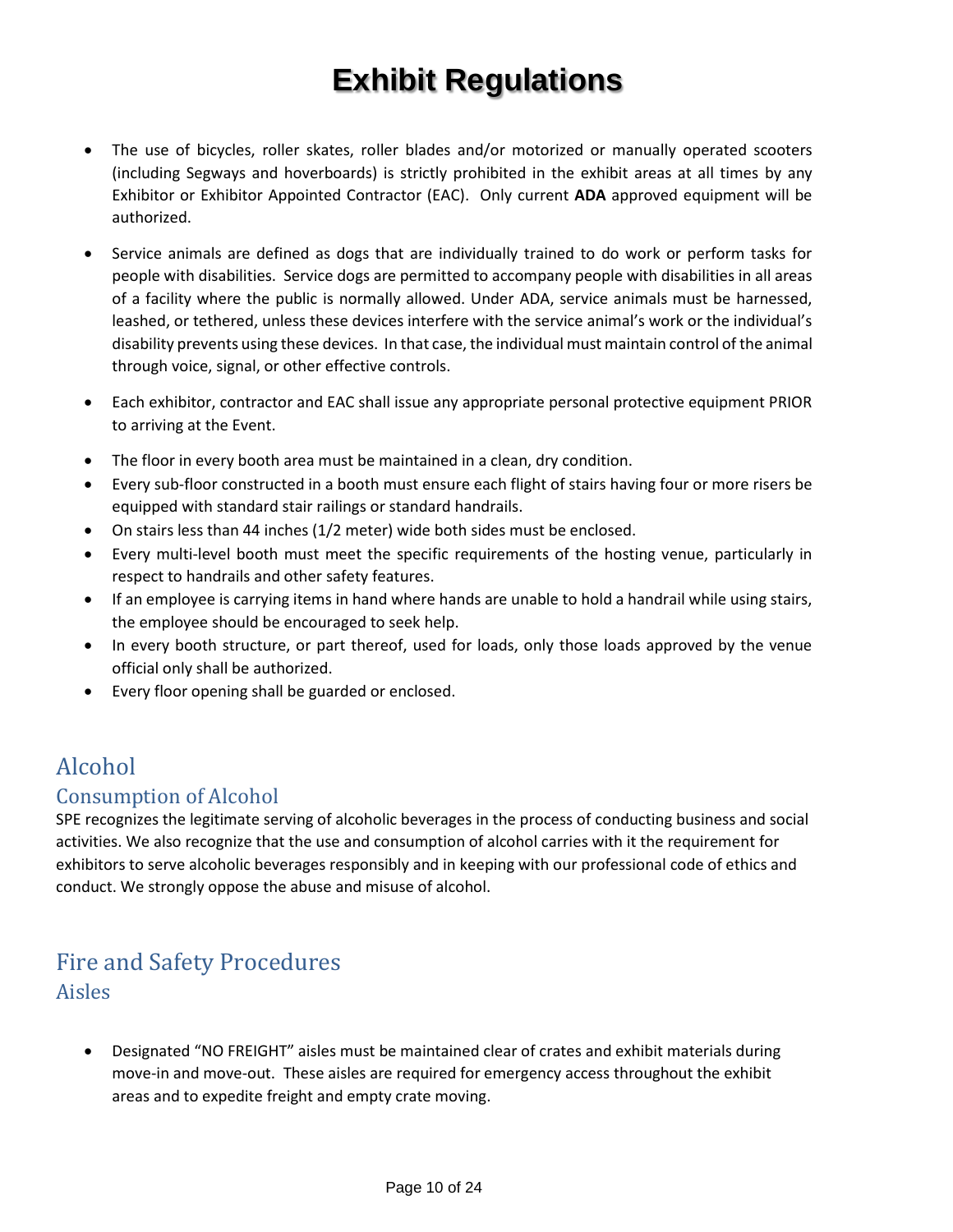# Exhibit Regulations

- The use of bicycles, roller skates, roller blades and/or motorized or manually operated scooters (including Segways and hoverboards) is strictly prohibited in the exhibit areas at all times by any Exhibitor or Exhibitor Appointed Contractor (EAC). Only current **ADA** approved equipment will be authorized.
- Service animals are defined as dogs that are individually trained to do work or perform tasks for people with disabilities. Service dogs are permitted to accompany people with disabilities in all areas of a facility where the public is normally allowed. Under ADA, service animals must be harnessed, leashed, or tethered, unless these devices interfere with the service animal's work or the individual's disability prevents using these devices. In that case, the individual must maintain control of the animal through voice, signal, or other effective controls.
- Each exhibitor, contractor and EAC shall issue any appropriate personal protective equipment PRIOR to arriving at the Event.
- The floor in every booth area must be maintained in a clean, dry condition.
- Every sub-floor constructed in a booth must ensure each flight of stairs having four or more risers be equipped with standard stair railings or standard handrails.
- On stairs less than 44 inches (1/2 meter) wide both sides must be enclosed.
- Every multi-level booth must meet the specific requirements of the hosting venue, particularly in respect to handrails and other safety features.
- If an employee is carrying items in hand where hands are unable to hold a handrail while using stairs, the employee should be encouraged to seek help.
- In every booth structure, or part thereof, used for loads, only those loads approved by the venue official only shall be authorized.
- Every floor opening shall be guarded or enclosed.

## Alcohol

### Consumption of Alcohol

SPE recognizes the legitimate serving of alcoholic beverages in the process of conducting business and social activities. We also recognize that the use and consumption of alcohol carries with it the requirement for exhibitors to serve alcoholic beverages responsibly and in keeping with our professional code of ethics and conduct. We strongly oppose the abuse and misuse of alcohol.

## Fire and Safety Procedures

### Aisles

- Designated "NO FREIGHT" aisles must be maintained clear of crates and exhibit materials during move-in and move-out. These aisles are required for emergency access throughout the exhibit areas and to expedite freight and empty crate moving.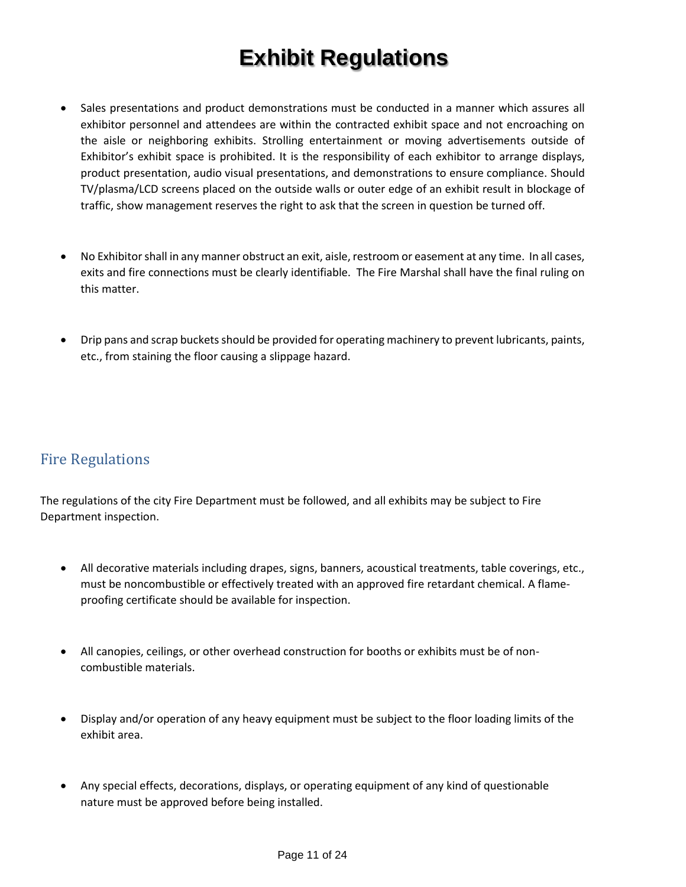# Exhibit Regulations

- Sales presentations and product demonstrations must be conducted in a manner which assures all exhibitor personnel and attendees are within the contracted exhibit space and not encroaching on the aisle or neighboring exhibits. Strolling entertainment or moving advertisements outside of Exhibitor's exhibit space is prohibited. It is the responsibility of each exhibitor to arrange displays, product presentation, audio visual presentations, and demonstrations to ensure compliance. Should TV/plasma/LCD screens placed on the outside walls or outer edge of an exhibit result in blockage of traffic, show management reserves the right to ask that the screen in question be turned off.

- No Exhibitor shall in any manner obstruct an exit, aisle, restroom or easement at any time. In all cases, exits and fire connections must be clearly identifiable. The Fire Marshal shall have the final ruling on this matter.

- Drip pans and scrap buckets should be provided for operating machinery to prevent lubricants, paints, etc., from staining the floor causing a slippage hazard.

## Fire Regulations

The regulations of the city Fire Department must be followed, and all exhibits may be subject to Fire Department inspection.

- All decorative materials including drapes, signs, banners, acoustical treatments, table coverings, etc., must be noncombustible or effectively treated with an approved fire retardant chemical. A flame-proofing certificate should be available for inspection.

- All canopies, ceilings, or other overhead construction for booths or exhibits must be of non-combustible materials.

- Display and/or operation of any heavy equipment must be subject to the floor loading limits of the exhibit area.

- Any special effects, decorations, displays, or operating equipment of any kind of questionable nature must be approved before being installed.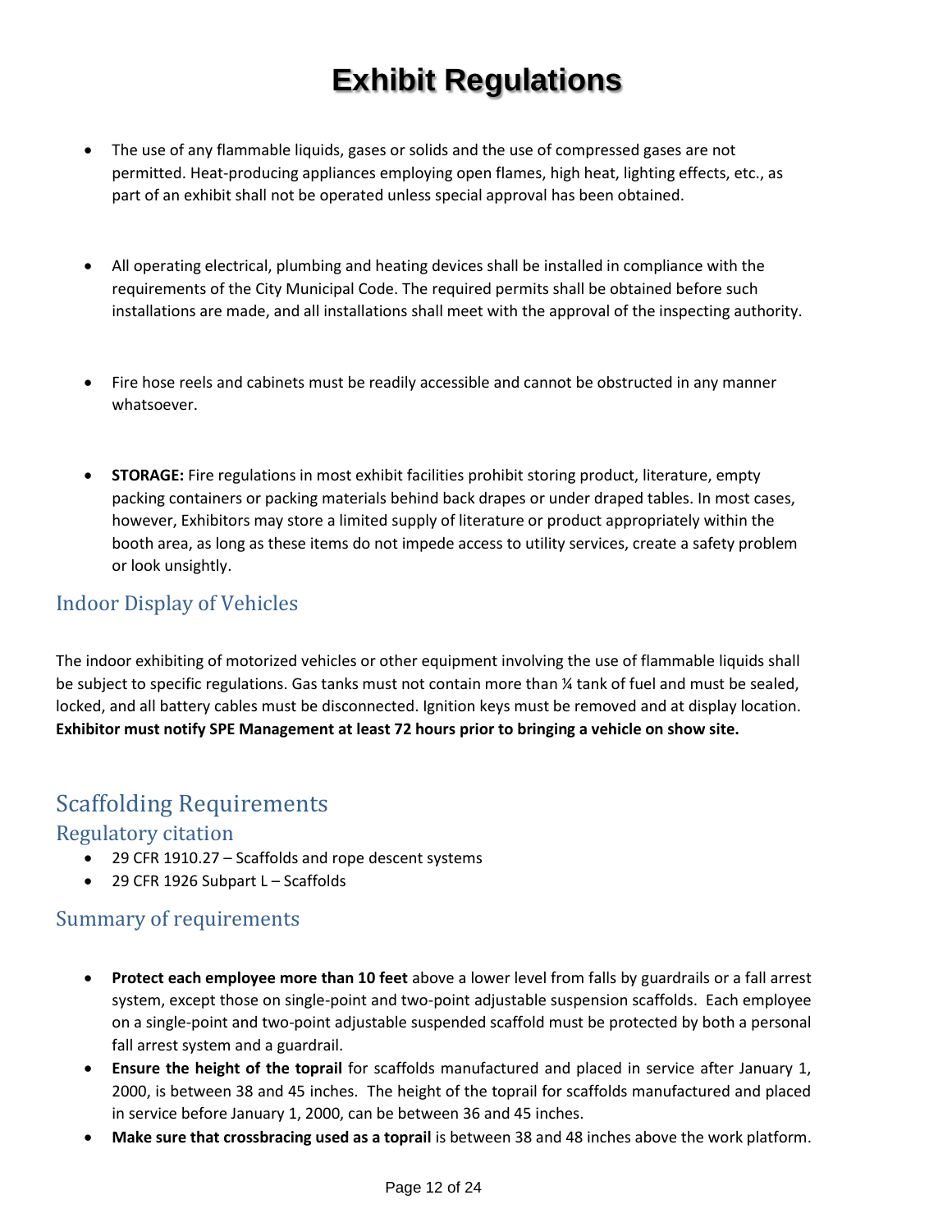# Exhibit Regulations

- The use of any flammable liquids, gases or solids and the use of compressed gases are not permitted. Heat-producing appliances employing open flames, high heat, lighting effects, etc., as part of an exhibit shall not be operated unless special approval has been obtained.

- All operating electrical, plumbing and heating devices shall be installed in compliance with the requirements of the City Municipal Code. The required permits shall be obtained before such installations are made, and all installations shall meet with the approval of the inspecting authority.

- Fire hose reels and cabinets must be readily accessible and cannot be obstructed in any manner whatsoever.

- **STORAGE:** Fire regulations in most exhibit facilities prohibit storing product, literature, empty packing containers or packing materials behind back drapes or under draped tables. In most cases, however, Exhibitors may store a limited supply of literature or product appropriately within the booth area, as long as these items do not impede access to utility services, create a safety problem or look unsightly.

## Indoor Display of Vehicles

The indoor exhibiting of motorized vehicles or other equipment involving the use of flammable liquids shall be subject to specific regulations. Gas tanks must not contain more than ¼ tank of fuel and must be sealed, locked, and all battery cables must be disconnected. Ignition keys must be removed and at display location. **Exhibitor must notify SPE Management at least 72 hours prior to bringing a vehicle on show site.**

## Scaffolding Requirements

### Regulatory citation

- 29 CFR 1910.27 – Scaffolds and rope descent systems
- 29 CFR 1926 Subpart L – Scaffolds

### Summary of requirements

- **Protect each employee more than 10 feet** above a lower level from falls by guardrails or a fall arrest system, except those on single-point and two-point adjustable suspension scaffolds. Each employee on a single-point and two-point adjustable suspended scaffold must be protected by both a personal fall arrest system and a guardrail.
- **Ensure the height of the toprail** for scaffolds manufactured and placed in service after January 1, 2000, is between 38 and 45 inches. The height of the toprail for scaffolds manufactured and placed in service before January 1, 2000, can be between 36 and 45 inches.
- **Make sure that crossbracing used as a toprail** is between 38 and 48 inches above the work platform.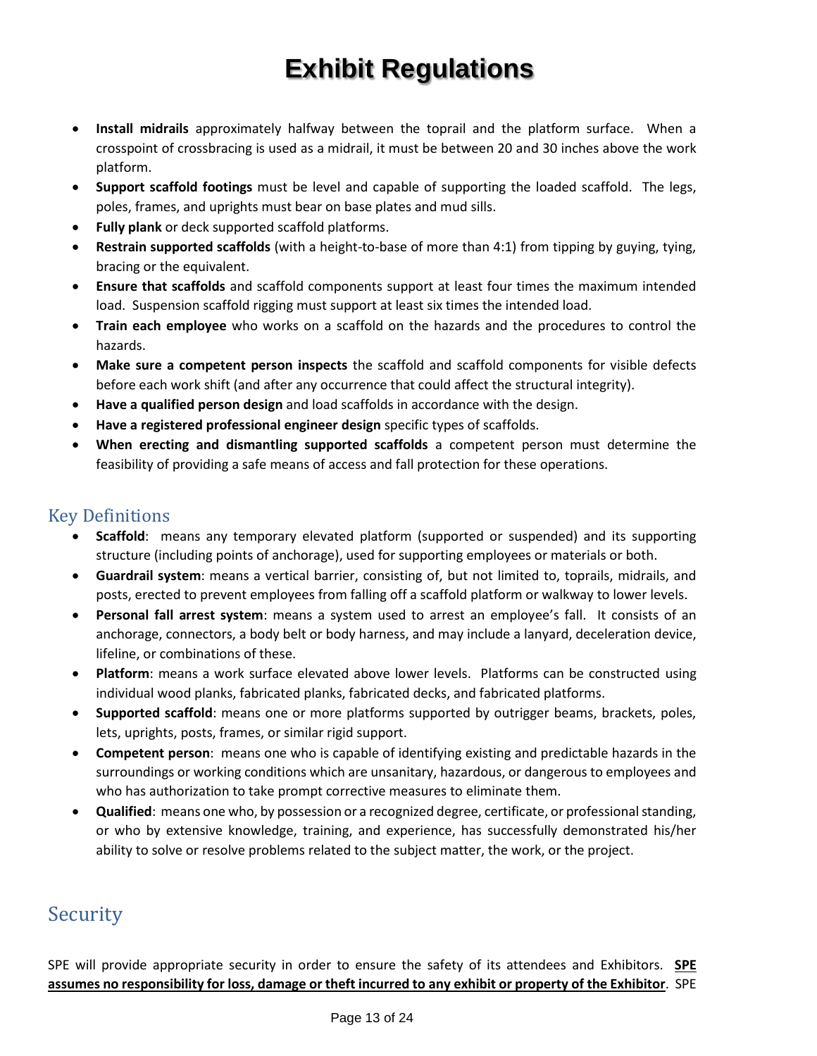# Exhibit Regulations

- **Install midrails** approximately halfway between the toprail and the platform surface. When a crosspoint of crossbracing is used as a midrail, it must be between 20 and 30 inches above the work platform.
- **Support scaffold footings** must be level and capable of supporting the loaded scaffold. The legs, poles, frames, and uprights must bear on base plates and mud sills.
- **Fully plank** or deck supported scaffold platforms.
- **Restrain supported scaffolds** (with a height-to-base of more than 4:1) from tipping by guying, tying, bracing or the equivalent.
- **Ensure that scaffolds** and scaffold components support at least four times the maximum intended load. Suspension scaffold rigging must support at least six times the intended load.
- **Train each employee** who works on a scaffold on the hazards and the procedures to control the hazards.
- **Make sure a competent person inspects** the scaffold and scaffold components for visible defects before each work shift (and after any occurrence that could affect the structural integrity).
- **Have a qualified person design** and load scaffolds in accordance with the design.
- **Have a registered professional engineer design** specific types of scaffolds.
- **When erecting and dismantling supported scaffolds** a competent person must determine the feasibility of providing a safe means of access and fall protection for these operations.

## Key Definitions

- **Scaffold**: means any temporary elevated platform (supported or suspended) and its supporting structure (including points of anchorage), used for supporting employees or materials or both.
- **Guardrail system**: means a vertical barrier, consisting of, but not limited to, toprails, midrails, and posts, erected to prevent employees from falling off a scaffold platform or walkway to lower levels.
- **Personal fall arrest system**: means a system used to arrest an employee's fall. It consists of an anchorage, connectors, a body belt or body harness, and may include a lanyard, deceleration device, lifeline, or combinations of these.
- **Platform**: means a work surface elevated above lower levels. Platforms can be constructed using individual wood planks, fabricated planks, fabricated decks, and fabricated platforms.
- **Supported scaffold**: means one or more platforms supported by outrigger beams, brackets, poles, lets, uprights, posts, frames, or similar rigid support.
- **Competent person**: means one who is capable of identifying existing and predictable hazards in the surroundings or working conditions which are unsanitary, hazardous, or dangerous to employees and who has authorization to take prompt corrective measures to eliminate them.
- **Qualified**: means one who, by possession or a recognized degree, certificate, or professional standing, or who by extensive knowledge, training, and experience, has successfully demonstrated his/her ability to solve or resolve problems related to the subject matter, the work, or the project.

## Security

SPE will provide appropriate security in order to ensure the safety of its attendees and Exhibitors. **SPE assumes no responsibility for loss, damage or theft incurred to any exhibit or property of the Exhibitor**. SPE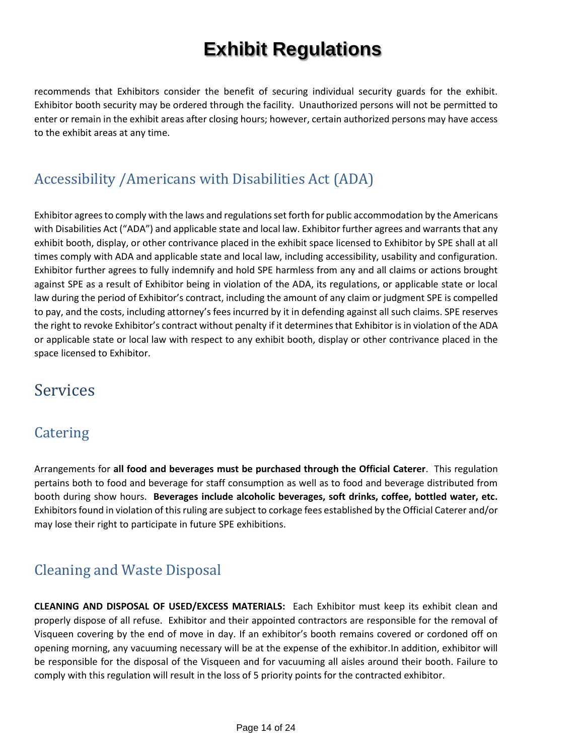recommends that Exhibitors consider the benefit of securing individual security guards for the exhibit. Exhibitor booth security may be ordered through the facility. Unauthorized persons will not be permitted to enter or remain in the exhibit areas after closing hours; however, certain authorized persons may have access to the exhibit areas at any time.

## Accessibility /Americans with Disabilities Act (ADA)

Exhibitor agrees to comply with the laws and regulations set forth for public accommodation by the Americans with Disabilities Act ("ADA") and applicable state and local law. Exhibitor further agrees and warrants that any exhibit booth, display, or other contrivance placed in the exhibit space licensed to Exhibitor by SPE shall at all times comply with ADA and applicable state and local law, including accessibility, usability and configuration. Exhibitor further agrees to fully indemnify and hold SPE harmless from any and all claims or actions brought against SPE as a result of Exhibitor being in violation of the ADA, its regulations, or applicable state or local law during the period of Exhibitor's contract, including the amount of any claim or judgment SPE is compelled to pay, and the costs, including attorney's fees incurred by it in defending against all such claims. SPE reserves the right to revoke Exhibitor's contract without penalty if it determines that Exhibitor is in violation of the ADA or applicable state or local law with respect to any exhibit booth, display or other contrivance placed in the space licensed to Exhibitor.

# Services

## Catering

Arrangements for **all food and beverages must be purchased through the Official Caterer**. This regulation pertains both to food and beverage for staff consumption as well as to food and beverage distributed from booth during show hours. **Beverages include alcoholic beverages, soft drinks, coffee, bottled water, etc.** Exhibitors found in violation of this ruling are subject to corkage fees established by the Official Caterer and/or may lose their right to participate in future SPE exhibitions.

## Cleaning and Waste Disposal

**CLEANING AND DISPOSAL OF USED/EXCESS MATERIALS:** Each Exhibitor must keep its exhibit clean and properly dispose of all refuse. Exhibitor and their appointed contractors are responsible for the removal of Visqueen covering by the end of move in day. If an exhibitor's booth remains covered or cordoned off on opening morning, any vacuuming necessary will be at the expense of the exhibitor.In addition, exhibitor will be responsible for the disposal of the Visqueen and for vacuuming all aisles around their booth. Failure to comply with this regulation will result in the loss of 5 priority points for the contracted exhibitor.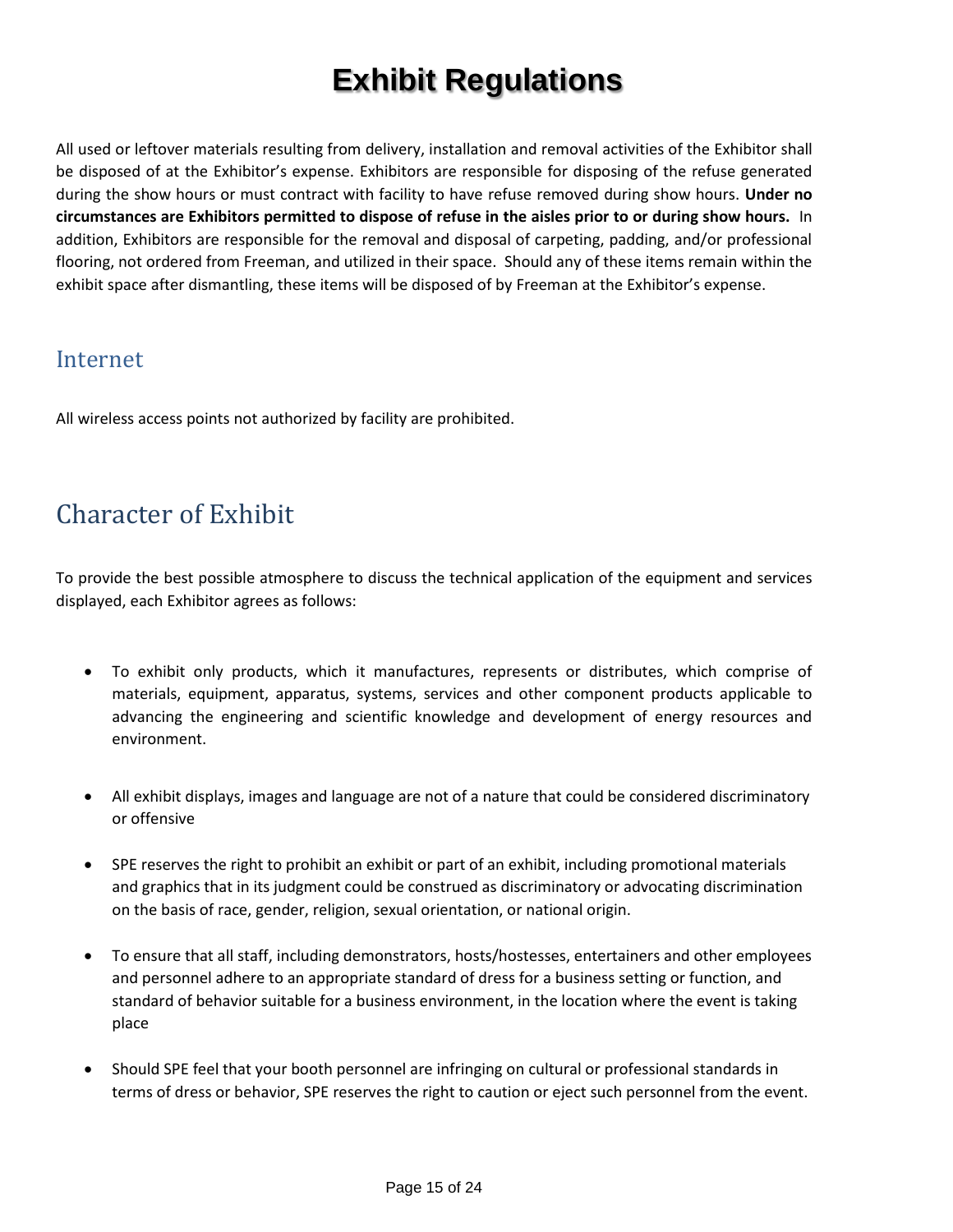# Exhibit Regulations

All used or leftover materials resulting from delivery, installation and removal activities of the Exhibitor shall be disposed of at the Exhibitor's expense. Exhibitors are responsible for disposing of the refuse generated during the show hours or must contract with facility to have refuse removed during show hours. **Under no circumstances are Exhibitors permitted to dispose of refuse in the aisles prior to or during show hours.** In addition, Exhibitors are responsible for the removal and disposal of carpeting, padding, and/or professional flooring, not ordered from Freeman, and utilized in their space. Should any of these items remain within the exhibit space after dismantling, these items will be disposed of by Freeman at the Exhibitor's expense.

### Internet

All wireless access points not authorized by facility are prohibited.

## Character of Exhibit

To provide the best possible atmosphere to discuss the technical application of the equipment and services displayed, each Exhibitor agrees as follows:

- To exhibit only products, which it manufactures, represents or distributes, which comprise of materials, equipment, apparatus, systems, services and other component products applicable to advancing the engineering and scientific knowledge and development of energy resources and environment.
- All exhibit displays, images and language are not of a nature that could be considered discriminatory or offensive
- SPE reserves the right to prohibit an exhibit or part of an exhibit, including promotional materials and graphics that in its judgment could be construed as discriminatory or advocating discrimination on the basis of race, gender, religion, sexual orientation, or national origin.
- To ensure that all staff, including demonstrators, hosts/hostesses, entertainers and other employees and personnel adhere to an appropriate standard of dress for a business setting or function, and standard of behavior suitable for a business environment, in the location where the event is taking place
- Should SPE feel that your booth personnel are infringing on cultural or professional standards in terms of dress or behavior, SPE reserves the right to caution or eject such personnel from the event.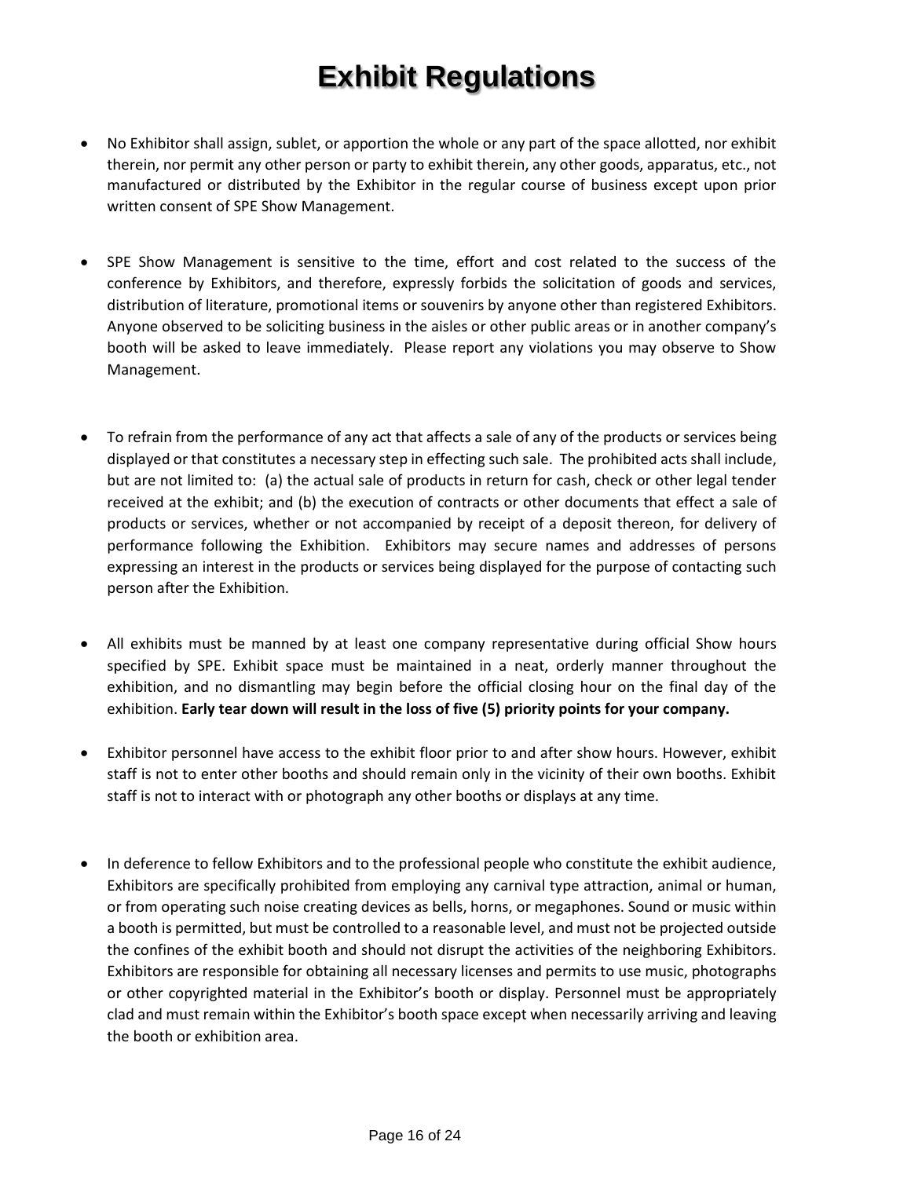# Exhibit Regulations

- No Exhibitor shall assign, sublet, or apportion the whole or any part of the space allotted, nor exhibit therein, nor permit any other person or party to exhibit therein, any other goods, apparatus, etc., not manufactured or distributed by the Exhibitor in the regular course of business except upon prior written consent of SPE Show Management.

- SPE Show Management is sensitive to the time, effort and cost related to the success of the conference by Exhibitors, and therefore, expressly forbids the solicitation of goods and services, distribution of literature, promotional items or souvenirs by anyone other than registered Exhibitors. Anyone observed to be soliciting business in the aisles or other public areas or in another company's booth will be asked to leave immediately. Please report any violations you may observe to Show Management.

- To refrain from the performance of any act that affects a sale of any of the products or services being displayed or that constitutes a necessary step in effecting such sale. The prohibited acts shall include, but are not limited to: (a) the actual sale of products in return for cash, check or other legal tender received at the exhibit; and (b) the execution of contracts or other documents that effect a sale of products or services, whether or not accompanied by receipt of a deposit thereon, for delivery of performance following the Exhibition. Exhibitors may secure names and addresses of persons expressing an interest in the products or services being displayed for the purpose of contacting such person after the Exhibition.

- All exhibits must be manned by at least one company representative during official Show hours specified by SPE. Exhibit space must be maintained in a neat, orderly manner throughout the exhibition, and no dismantling may begin before the official closing hour on the final day of the exhibition. **Early tear down will result in the loss of five (5) priority points for your company.**

- Exhibitor personnel have access to the exhibit floor prior to and after show hours. However, exhibit staff is not to enter other booths and should remain only in the vicinity of their own booths. Exhibit staff is not to interact with or photograph any other booths or displays at any time.

- In deference to fellow Exhibitors and to the professional people who constitute the exhibit audience, Exhibitors are specifically prohibited from employing any carnival type attraction, animal or human, or from operating such noise creating devices as bells, horns, or megaphones. Sound or music within a booth is permitted, but must be controlled to a reasonable level, and must not be projected outside the confines of the exhibit booth and should not disrupt the activities of the neighboring Exhibitors. Exhibitors are responsible for obtaining all necessary licenses and permits to use music, photographs or other copyrighted material in the Exhibitor's booth or display. Personnel must be appropriately clad and must remain within the Exhibitor's booth space except when necessarily arriving and leaving the booth or exhibition area.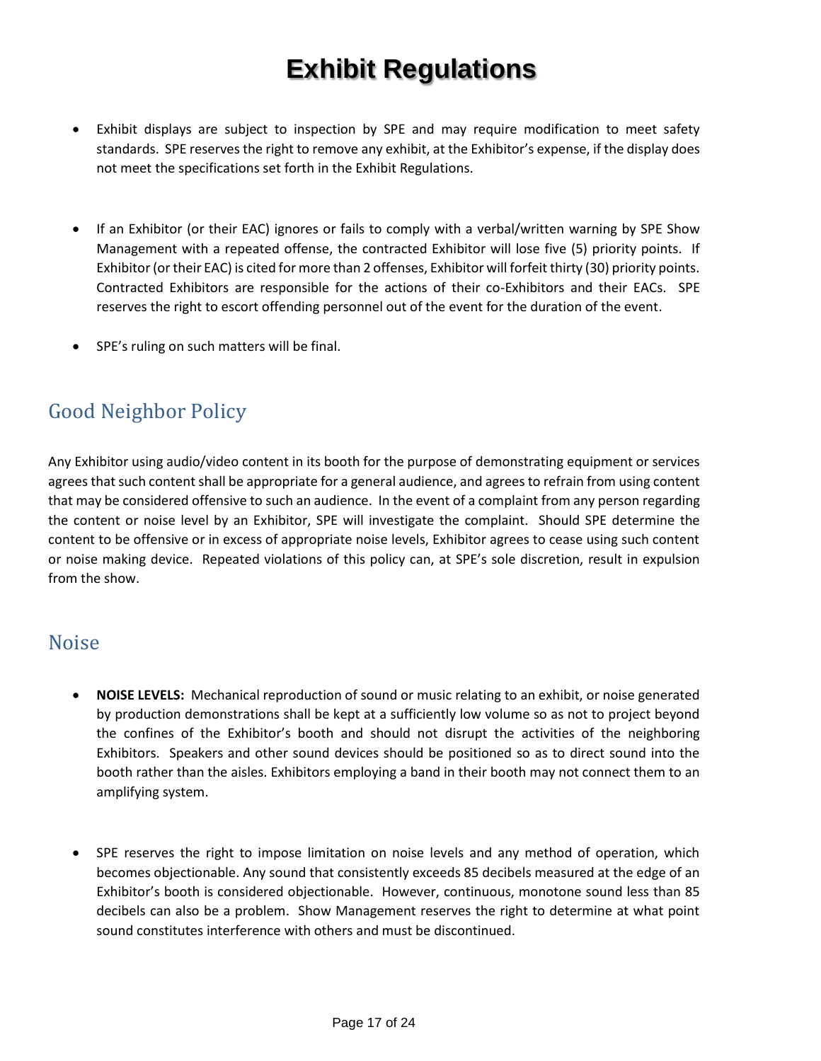# Exhibit Regulations

- Exhibit displays are subject to inspection by SPE and may require modification to meet safety standards. SPE reserves the right to remove any exhibit, at the Exhibitor's expense, if the display does not meet the specifications set forth in the Exhibit Regulations.

- If an Exhibitor (or their EAC) ignores or fails to comply with a verbal/written warning by SPE Show Management with a repeated offense, the contracted Exhibitor will lose five (5) priority points. If Exhibitor (or their EAC) is cited for more than 2 offenses, Exhibitor will forfeit thirty (30) priority points. Contracted Exhibitors are responsible for the actions of their co-Exhibitors and their EACs. SPE reserves the right to escort offending personnel out of the event for the duration of the event.

- SPE's ruling on such matters will be final.

## Good Neighbor Policy

Any Exhibitor using audio/video content in its booth for the purpose of demonstrating equipment or services agrees that such content shall be appropriate for a general audience, and agrees to refrain from using content that may be considered offensive to such an audience. In the event of a complaint from any person regarding the content or noise level by an Exhibitor, SPE will investigate the complaint. Should SPE determine the content to be offensive or in excess of appropriate noise levels, Exhibitor agrees to cease using such content or noise making device. Repeated violations of this policy can, at SPE's sole discretion, result in expulsion from the show.

## Noise

- **NOISE LEVELS:** Mechanical reproduction of sound or music relating to an exhibit, or noise generated by production demonstrations shall be kept at a sufficiently low volume so as not to project beyond the confines of the Exhibitor's booth and should not disrupt the activities of the neighboring Exhibitors. Speakers and other sound devices should be positioned so as to direct sound into the booth rather than the aisles. Exhibitors employing a band in their booth may not connect them to an amplifying system.

- SPE reserves the right to impose limitation on noise levels and any method of operation, which becomes objectionable. Any sound that consistently exceeds 85 decibels measured at the edge of an Exhibitor's booth is considered objectionable. However, continuous, monotone sound less than 85 decibels can also be a problem. Show Management reserves the right to determine at what point sound constitutes interference with others and must be discontinued.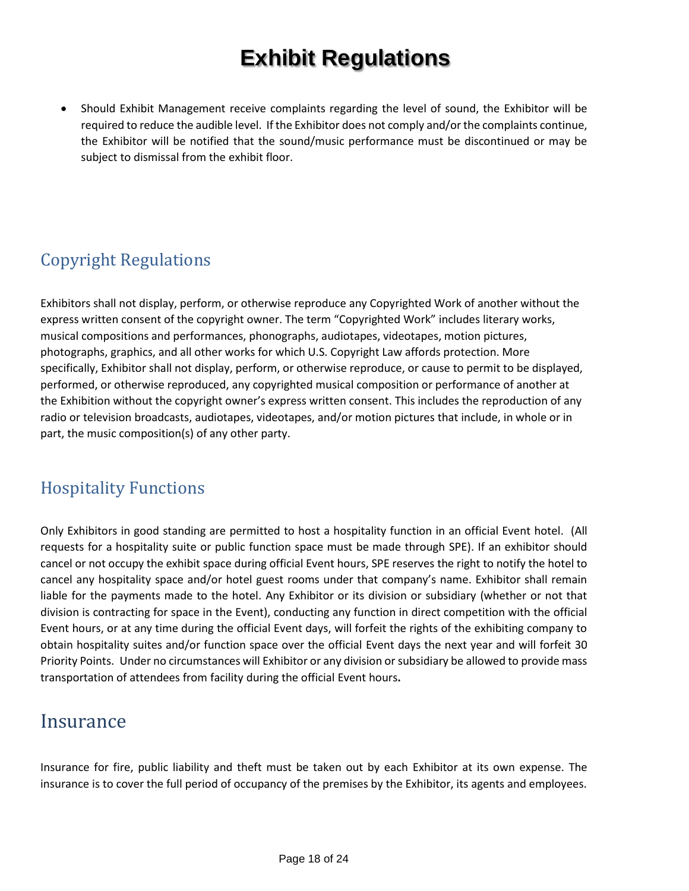# Exhibit Regulations

- Should Exhibit Management receive complaints regarding the level of sound, the Exhibitor will be required to reduce the audible level. If the Exhibitor does not comply and/or the complaints continue, the Exhibitor will be notified that the sound/music performance must be discontinued or may be subject to dismissal from the exhibit floor.

## Copyright Regulations

Exhibitors shall not display, perform, or otherwise reproduce any Copyrighted Work of another without the express written consent of the copyright owner. The term "Copyrighted Work" includes literary works, musical compositions and performances, phonographs, audiotapes, videotapes, motion pictures, photographs, graphics, and all other works for which U.S. Copyright Law affords protection. More specifically, Exhibitor shall not display, perform, or otherwise reproduce, or cause to permit to be displayed, performed, or otherwise reproduced, any copyrighted musical composition or performance of another at the Exhibition without the copyright owner's express written consent. This includes the reproduction of any radio or television broadcasts, audiotapes, videotapes, and/or motion pictures that include, in whole or in part, the music composition(s) of any other party.

## Hospitality Functions

Only Exhibitors in good standing are permitted to host a hospitality function in an official Event hotel. (All requests for a hospitality suite or public function space must be made through SPE). If an exhibitor should cancel or not occupy the exhibit space during official Event hours, SPE reserves the right to notify the hotel to cancel any hospitality space and/or hotel guest rooms under that company's name. Exhibitor shall remain liable for the payments made to the hotel. Any Exhibitor or its division or subsidiary (whether or not that division is contracting for space in the Event), conducting any function in direct competition with the official Event hours, or at any time during the official Event days, will forfeit the rights of the exhibiting company to obtain hospitality suites and/or function space over the official Event days the next year and will forfeit 30 Priority Points. Under no circumstances will Exhibitor or any division or subsidiary be allowed to provide mass transportation of attendees from facility during the official Event hours**.**

## Insurance

Insurance for fire, public liability and theft must be taken out by each Exhibitor at its own expense. The insurance is to cover the full period of occupancy of the premises by the Exhibitor, its agents and employees.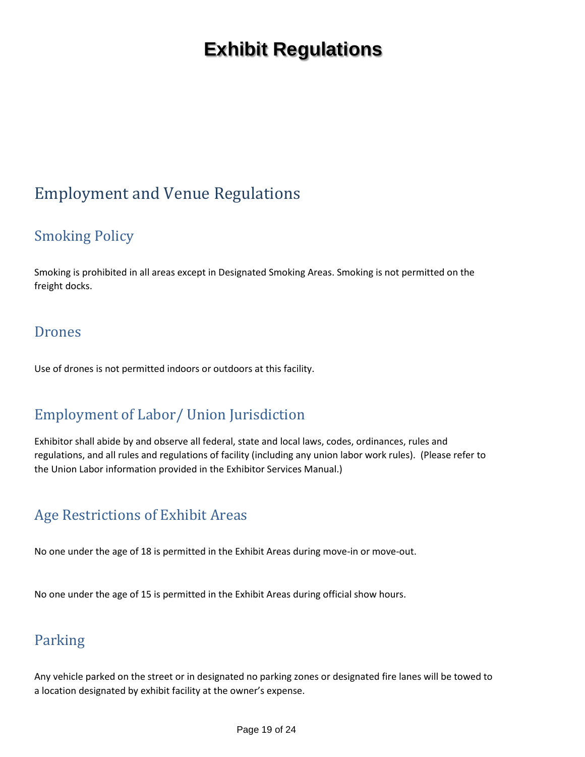# Exhibit Regulations

## Employment and Venue Regulations

### Smoking Policy

Smoking is prohibited in all areas except in Designated Smoking Areas. Smoking is not permitted on the freight docks.

### Drones

Use of drones is not permitted indoors or outdoors at this facility.

### Employment of Labor/ Union Jurisdiction

Exhibitor shall abide by and observe all federal, state and local laws, codes, ordinances, rules and regulations, and all rules and regulations of facility (including any union labor work rules). (Please refer to the Union Labor information provided in the Exhibitor Services Manual.)

### Age Restrictions of Exhibit Areas

No one under the age of 18 is permitted in the Exhibit Areas during move-in or move-out.

No one under the age of 15 is permitted in the Exhibit Areas during official show hours.

### Parking

Any vehicle parked on the street or in designated no parking zones or designated fire lanes will be towed to a location designated by exhibit facility at the owner's expense.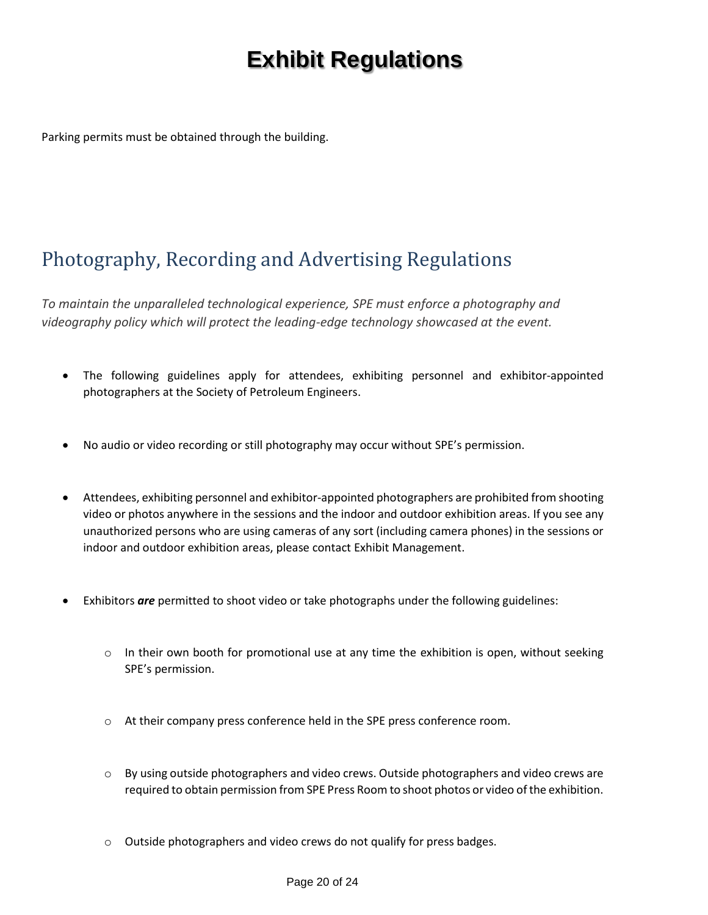# Exhibit Regulations

Parking permits must be obtained through the building.

## Photography, Recording and Advertising Regulations

*To maintain the unparalleled technological experience, SPE must enforce a photography and videography policy which will protect the leading-edge technology showcased at the event.*

- The following guidelines apply for attendees, exhibiting personnel and exhibitor-appointed photographers at the Society of Petroleum Engineers.
- No audio or video recording or still photography may occur without SPE's permission.
- Attendees, exhibiting personnel and exhibitor-appointed photographers are prohibited from shooting video or photos anywhere in the sessions and the indoor and outdoor exhibition areas. If you see any unauthorized persons who are using cameras of any sort (including camera phones) in the sessions or indoor and outdoor exhibition areas, please contact Exhibit Management.
- Exhibitors ***are*** permitted to shoot video or take photographs under the following guidelines:
  - In their own booth for promotional use at any time the exhibition is open, without seeking SPE's permission.
  - At their company press conference held in the SPE press conference room.
  - By using outside photographers and video crews. Outside photographers and video crews are required to obtain permission from SPE Press Room to shoot photos or video of the exhibition.
  - Outside photographers and video crews do not qualify for press badges.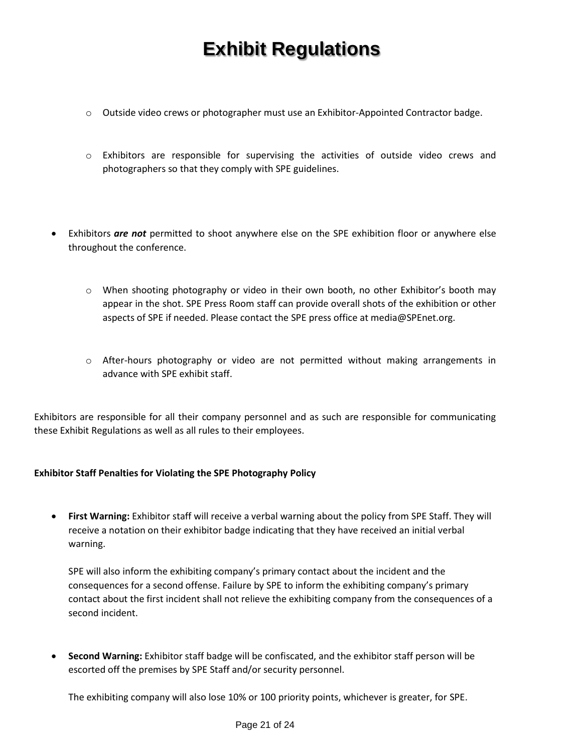# Exhibit Regulations

  - Outside video crews or photographer must use an Exhibitor-Appointed Contractor badge.

  - Exhibitors are responsible for supervising the activities of outside video crews and photographers so that they comply with SPE guidelines.

- Exhibitors ***are not*** permitted to shoot anywhere else on the SPE exhibition floor or anywhere else throughout the conference.

  - When shooting photography or video in their own booth, no other Exhibitor's booth may appear in the shot. SPE Press Room staff can provide overall shots of the exhibition or other aspects of SPE if needed. Please contact the SPE press office at media@SPEnet.org.

  - After-hours photography or video are not permitted without making arrangements in advance with SPE exhibit staff.

Exhibitors are responsible for all their company personnel and as such are responsible for communicating these Exhibit Regulations as well as all rules to their employees.

**Exhibitor Staff Penalties for Violating the SPE Photography Policy**

- **First Warning:** Exhibitor staff will receive a verbal warning about the policy from SPE Staff. They will receive a notation on their exhibitor badge indicating that they have received an initial verbal warning.

  SPE will also inform the exhibiting company's primary contact about the incident and the consequences for a second offense. Failure by SPE to inform the exhibiting company's primary contact about the first incident shall not relieve the exhibiting company from the consequences of a second incident.

- **Second Warning:** Exhibitor staff badge will be confiscated, and the exhibitor staff person will be escorted off the premises by SPE Staff and/or security personnel.

  The exhibiting company will also lose 10% or 100 priority points, whichever is greater, for SPE.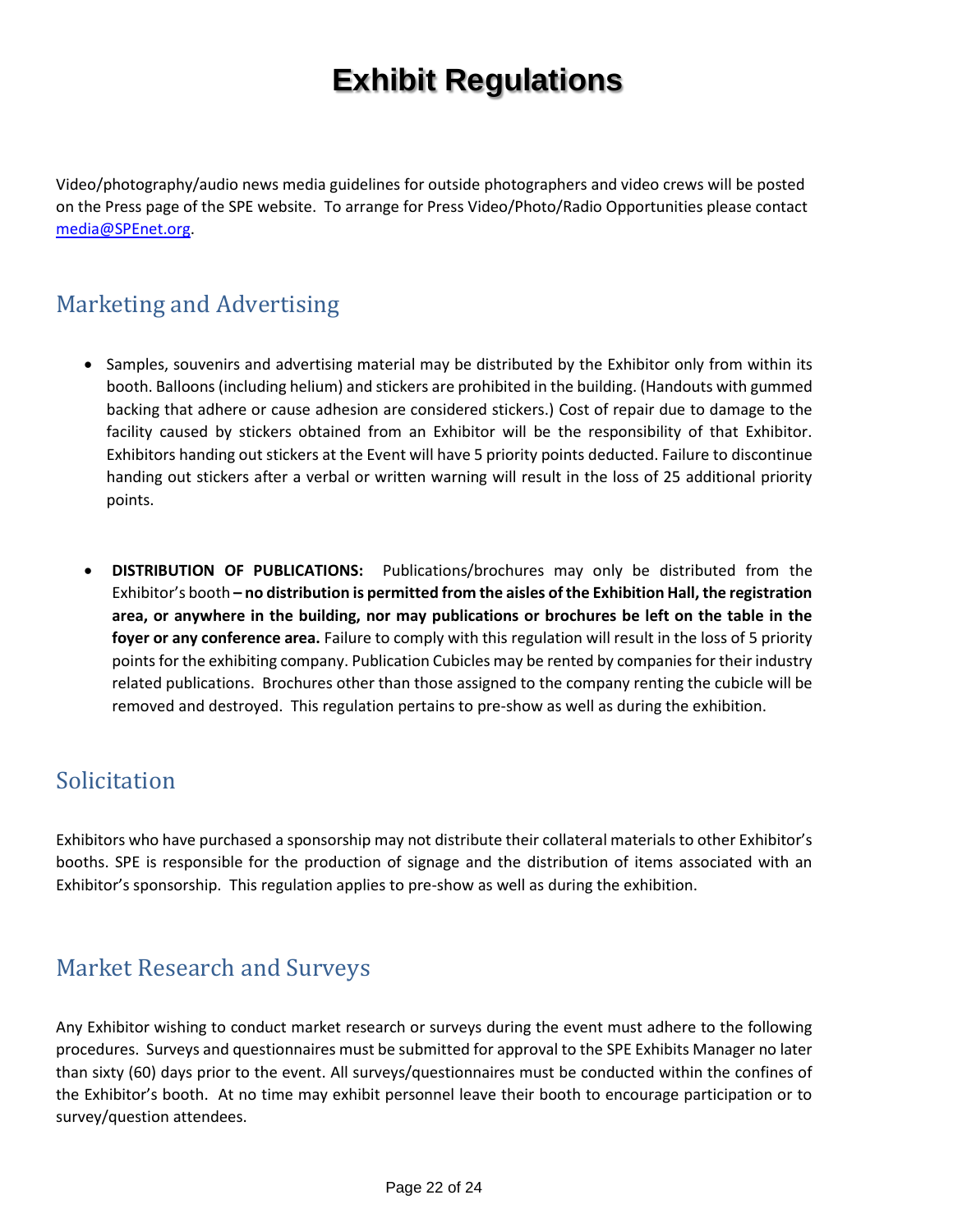# Exhibit Regulations

Video/photography/audio news media guidelines for outside photographers and video crews will be posted on the Press page of the SPE website. To arrange for Press Video/Photo/Radio Opportunities please contact media@SPEnet.org.

## Marketing and Advertising

- Samples, souvenirs and advertising material may be distributed by the Exhibitor only from within its booth. Balloons (including helium) and stickers are prohibited in the building. (Handouts with gummed backing that adhere or cause adhesion are considered stickers.) Cost of repair due to damage to the facility caused by stickers obtained from an Exhibitor will be the responsibility of that Exhibitor. Exhibitors handing out stickers at the Event will have 5 priority points deducted. Failure to discontinue handing out stickers after a verbal or written warning will result in the loss of 25 additional priority points.

- **DISTRIBUTION OF PUBLICATIONS:** Publications/brochures may only be distributed from the Exhibitor's booth **– no distribution is permitted from the aisles of the Exhibition Hall, the registration area, or anywhere in the building, nor may publications or brochures be left on the table in the foyer or any conference area.** Failure to comply with this regulation will result in the loss of 5 priority points for the exhibiting company. Publication Cubicles may be rented by companies for their industry related publications. Brochures other than those assigned to the company renting the cubicle will be removed and destroyed. This regulation pertains to pre-show as well as during the exhibition.

## Solicitation

Exhibitors who have purchased a sponsorship may not distribute their collateral materials to other Exhibitor's booths. SPE is responsible for the production of signage and the distribution of items associated with an Exhibitor's sponsorship. This regulation applies to pre-show as well as during the exhibition.

## Market Research and Surveys

Any Exhibitor wishing to conduct market research or surveys during the event must adhere to the following procedures. Surveys and questionnaires must be submitted for approval to the SPE Exhibits Manager no later than sixty (60) days prior to the event. All surveys/questionnaires must be conducted within the confines of the Exhibitor's booth. At no time may exhibit personnel leave their booth to encourage participation or to survey/question attendees.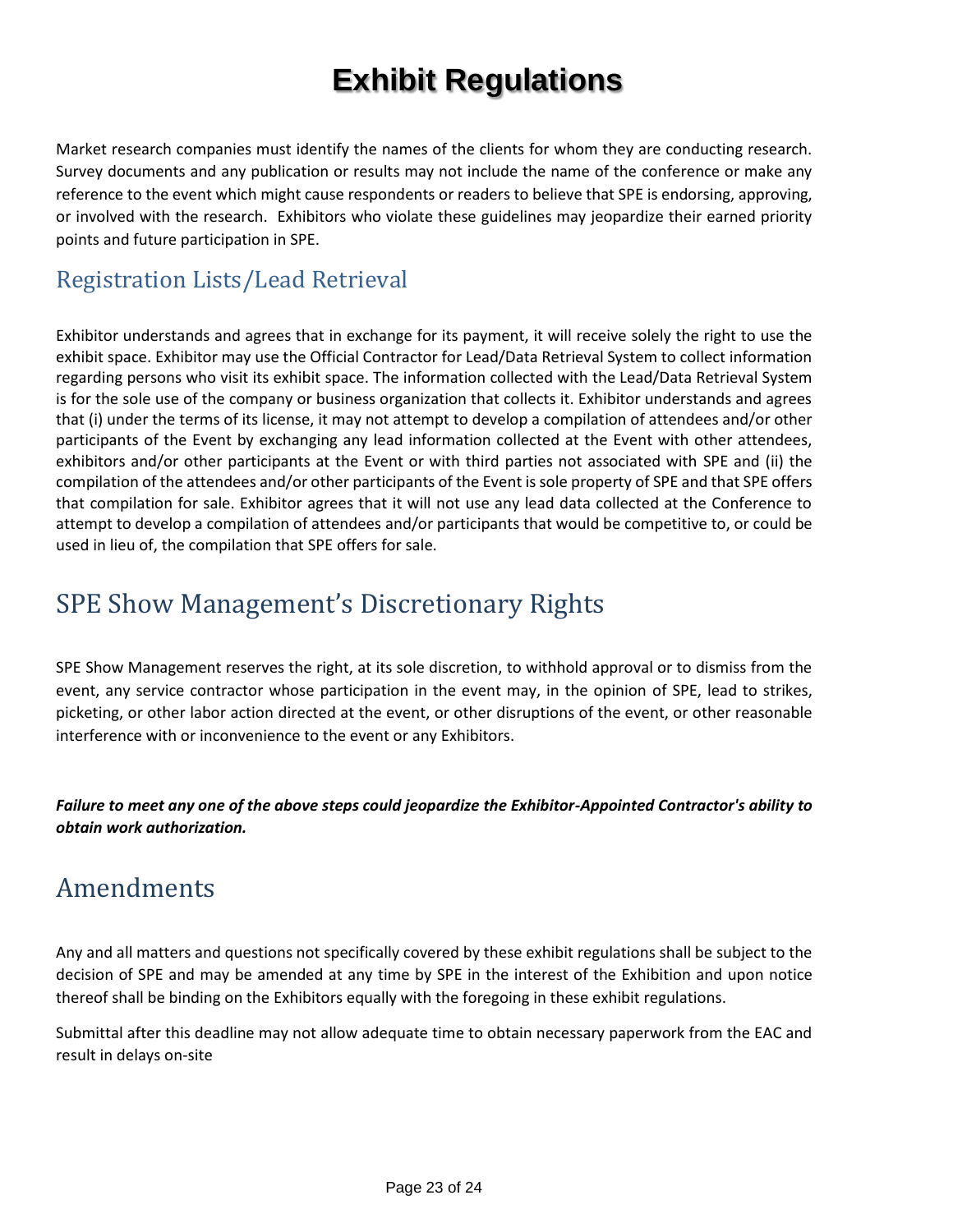# Exhibit Regulations

Market research companies must identify the names of the clients for whom they are conducting research. Survey documents and any publication or results may not include the name of the conference or make any reference to the event which might cause respondents or readers to believe that SPE is endorsing, approving, or involved with the research.  Exhibitors who violate these guidelines may jeopardize their earned priority points and future participation in SPE.

### Registration Lists/Lead Retrieval

Exhibitor understands and agrees that in exchange for its payment, it will receive solely the right to use the exhibit space. Exhibitor may use the Official Contractor for Lead/Data Retrieval System to collect information regarding persons who visit its exhibit space. The information collected with the Lead/Data Retrieval System is for the sole use of the company or business organization that collects it. Exhibitor understands and agrees that (i) under the terms of its license, it may not attempt to develop a compilation of attendees and/or other participants of the Event by exchanging any lead information collected at the Event with other attendees, exhibitors and/or other participants at the Event or with third parties not associated with SPE and (ii) the compilation of the attendees and/or other participants of the Event is sole property of SPE and that SPE offers that compilation for sale. Exhibitor agrees that it will not use any lead data collected at the Conference to attempt to develop a compilation of attendees and/or participants that would be competitive to, or could be used in lieu of, the compilation that SPE offers for sale.

## SPE Show Management's Discretionary Rights

SPE Show Management reserves the right, at its sole discretion, to withhold approval or to dismiss from the event, any service contractor whose participation in the event may, in the opinion of SPE, lead to strikes, picketing, or other labor action directed at the event, or other disruptions of the event, or other reasonable interference with or inconvenience to the event or any Exhibitors.

***Failure to meet any one of the above steps could jeopardize the Exhibitor-Appointed Contractor's ability to obtain work authorization.***

## Amendments

Any and all matters and questions not specifically covered by these exhibit regulations shall be subject to the decision of SPE and may be amended at any time by SPE in the interest of the Exhibition and upon notice thereof shall be binding on the Exhibitors equally with the foregoing in these exhibit regulations.

Submittal after this deadline may not allow adequate time to obtain necessary paperwork from the EAC and result in delays on-site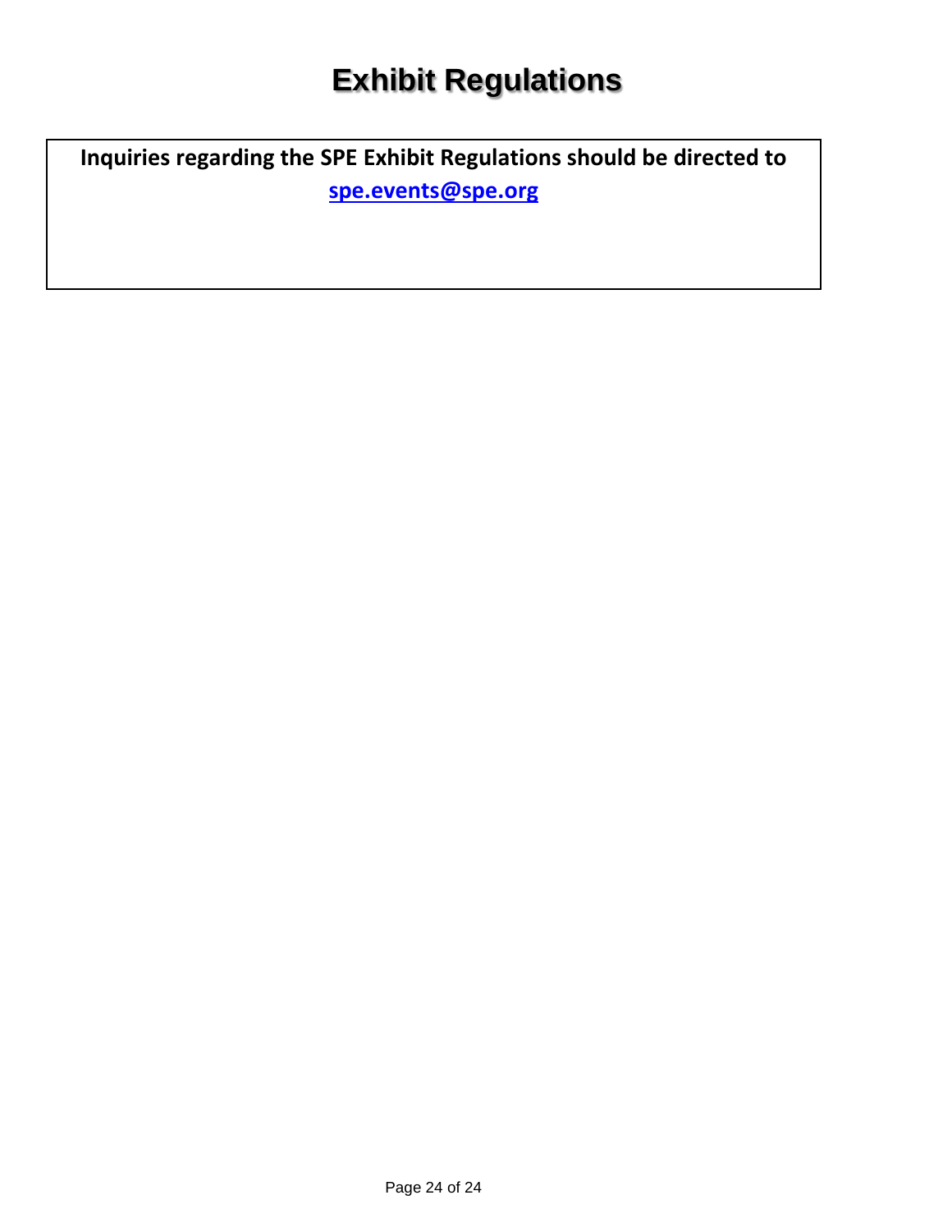# Exhibit Regulations

**Inquiries regarding the SPE Exhibit Regulations should be directed to spe.events@spe.org**